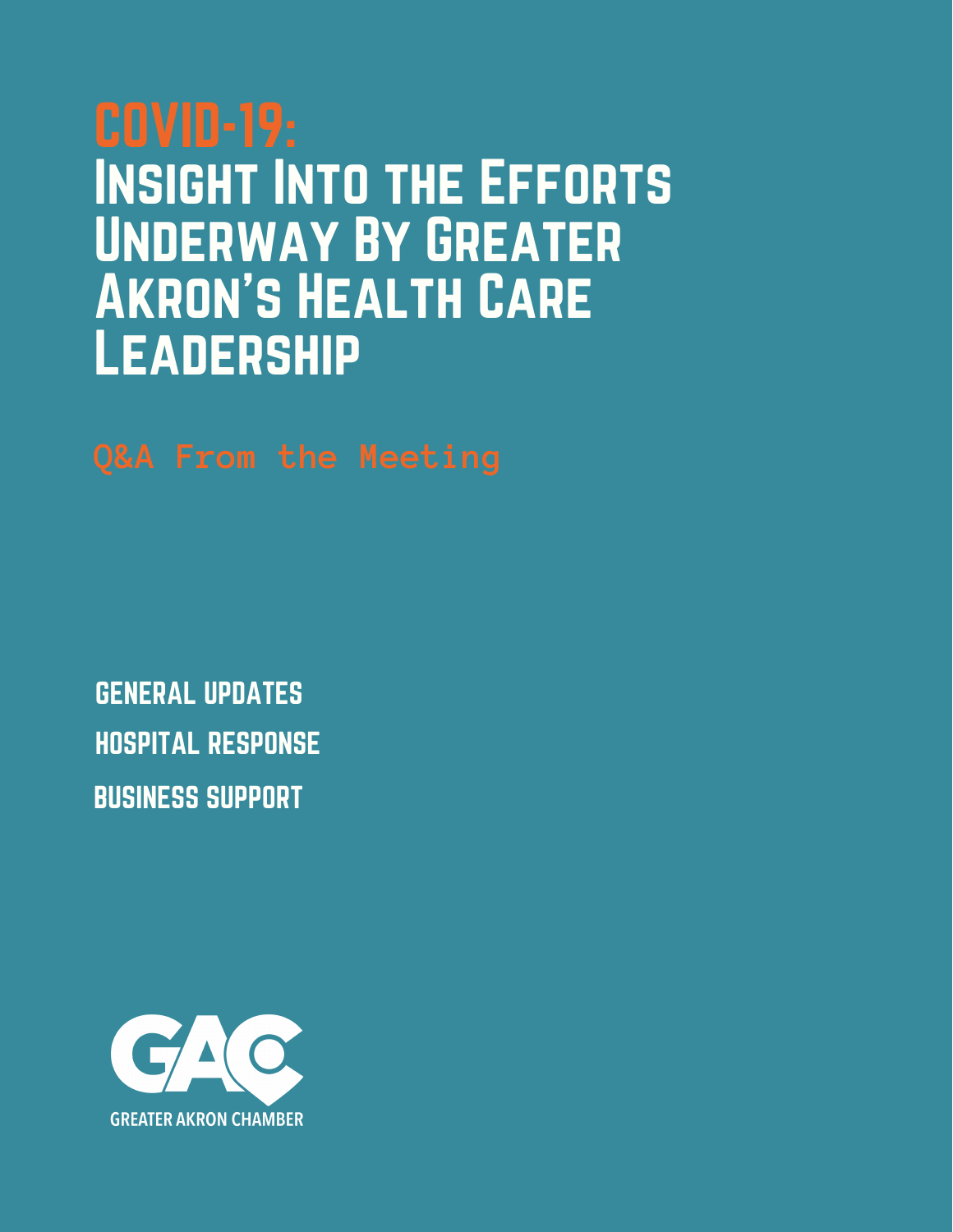# COVID-19: Insight Into the Efforts Underway By Greater Akron's Health Care Leadership

## Q&A From the Meeting

GENERAL UPDATES

HOSPITAL RESPONSE

BUSINESS SUPPORT

GAC

GREATER AKRON CHAMBER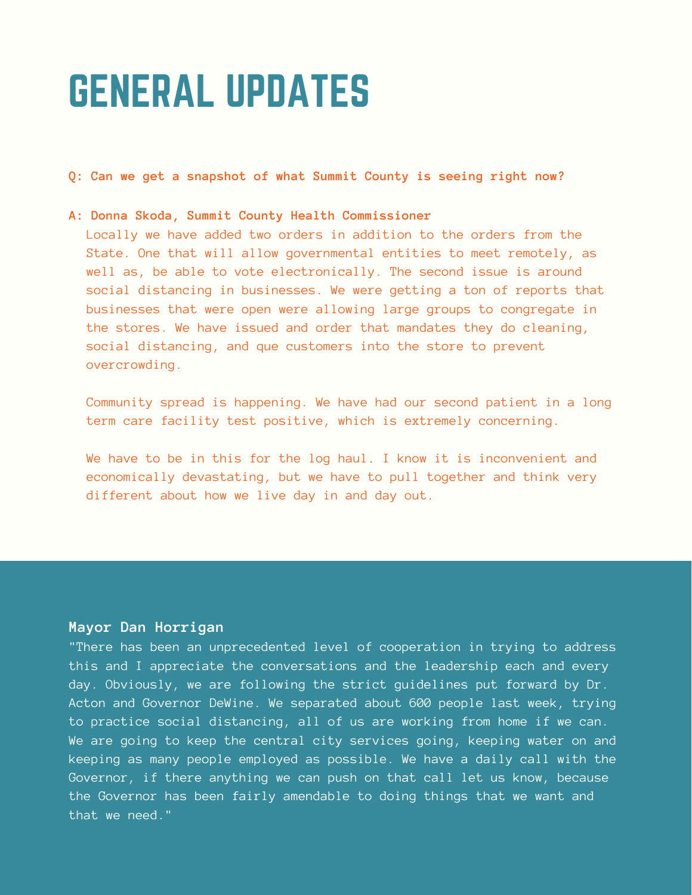# GENERAL UPDATES

**Q: Can we get a snapshot of what Summit County is seeing right now?**

**A: Donna Skoda, Summit County Health Commissioner**

Locally we have added two orders in addition to the orders from the State. One that will allow governmental entities to meet remotely, as well as, be able to vote electronically. The second issue is around social distancing in businesses. We were getting a ton of reports that businesses that were open were allowing large groups to congregate in the stores. We have issued and order that mandates they do cleaning, social distancing, and que customers into the store to prevent overcrowding.

Community spread is happening. We have had our second patient in a long term care facility test positive, which is extremely concerning.

We have to be in this for the log haul. I know it is inconvenient and economically devastating, but we have to pull together and think very different about how we live day in and day out.

**Mayor Dan Horrigan**

"There has been an unprecedented level of cooperation in trying to address this and I appreciate the conversations and the leadership each and every day. Obviously, we are following the strict guidelines put forward by Dr. Acton and Governor DeWine. We separated about 600 people last week, trying to practice social distancing, all of us are working from home if we can. We are going to keep the central city services going, keeping water on and keeping as many people employed as possible. We have a daily call with the Governor, if there anything we can push on that call let us know, because the Governor has been fairly amendable to doing things that we want and that we need."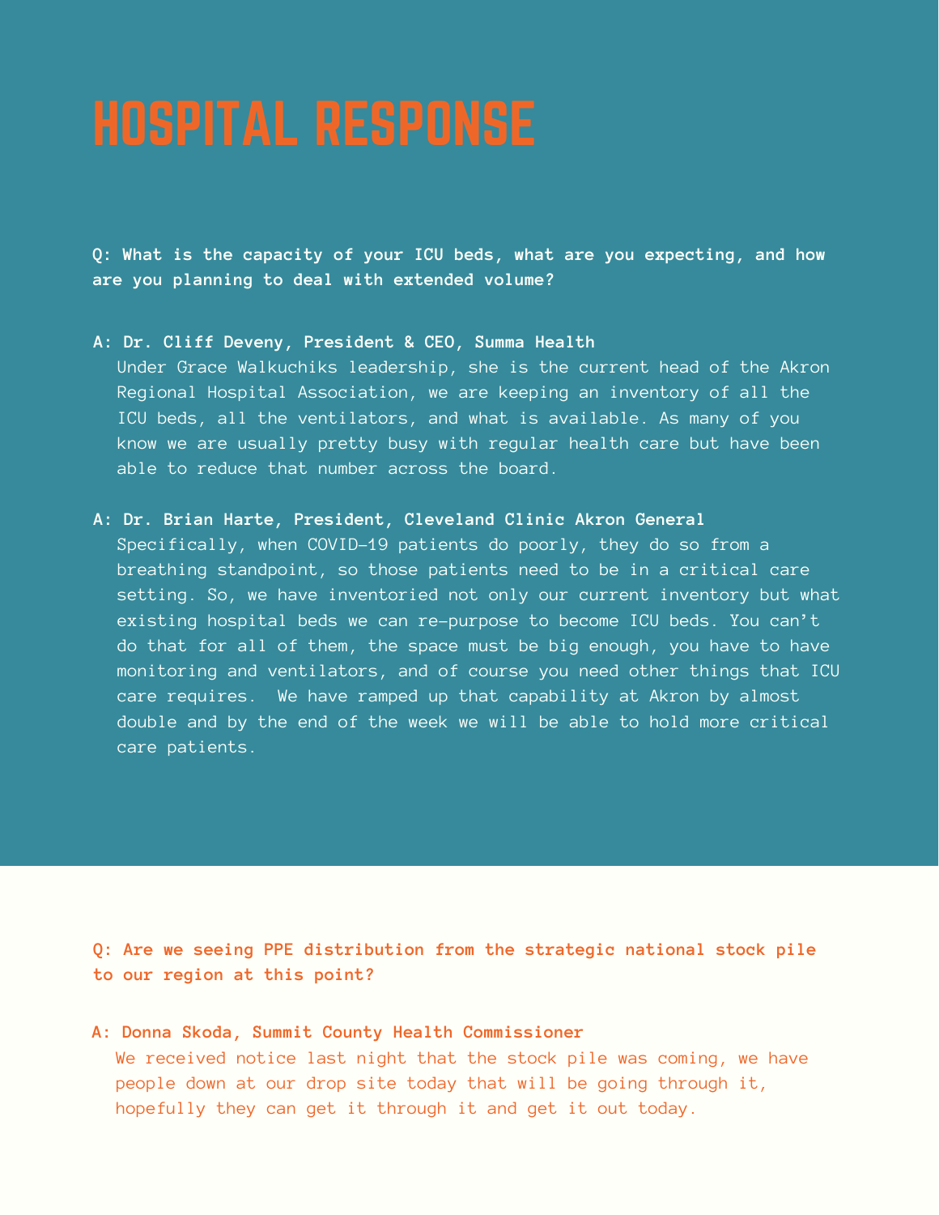# HOSPITAL RESPONSE

**Q: What is the capacity of your ICU beds, what are you expecting, and how are you planning to deal with extended volume?**

**A: Dr. Cliff Deveny, President & CEO, Summa Health**

Under Grace Walkuchiks leadership, she is the current head of the Akron Regional Hospital Association, we are keeping an inventory of all the ICU beds, all the ventilators, and what is available. As many of you know we are usually pretty busy with regular health care but have been able to reduce that number across the board.

**A: Dr. Brian Harte, President, Cleveland Clinic Akron General**

Specifically, when COVID-19 patients do poorly, they do so from a breathing standpoint, so those patients need to be in a critical care setting. So, we have inventoried not only our current inventory but what existing hospital beds we can re-purpose to become ICU beds. You can't do that for all of them, the space must be big enough, you have to have monitoring and ventilators, and of course you need other things that ICU care requires. We have ramped up that capability at Akron by almost double and by the end of the week we will be able to hold more critical care patients.

**Q: Are we seeing PPE distribution from the strategic national stock pile to our region at this point?**

**A: Donna Skoda, Summit County Health Commissioner**

We received notice last night that the stock pile was coming, we have people down at our drop site today that will be going through it, hopefully they can get it through it and get it out today.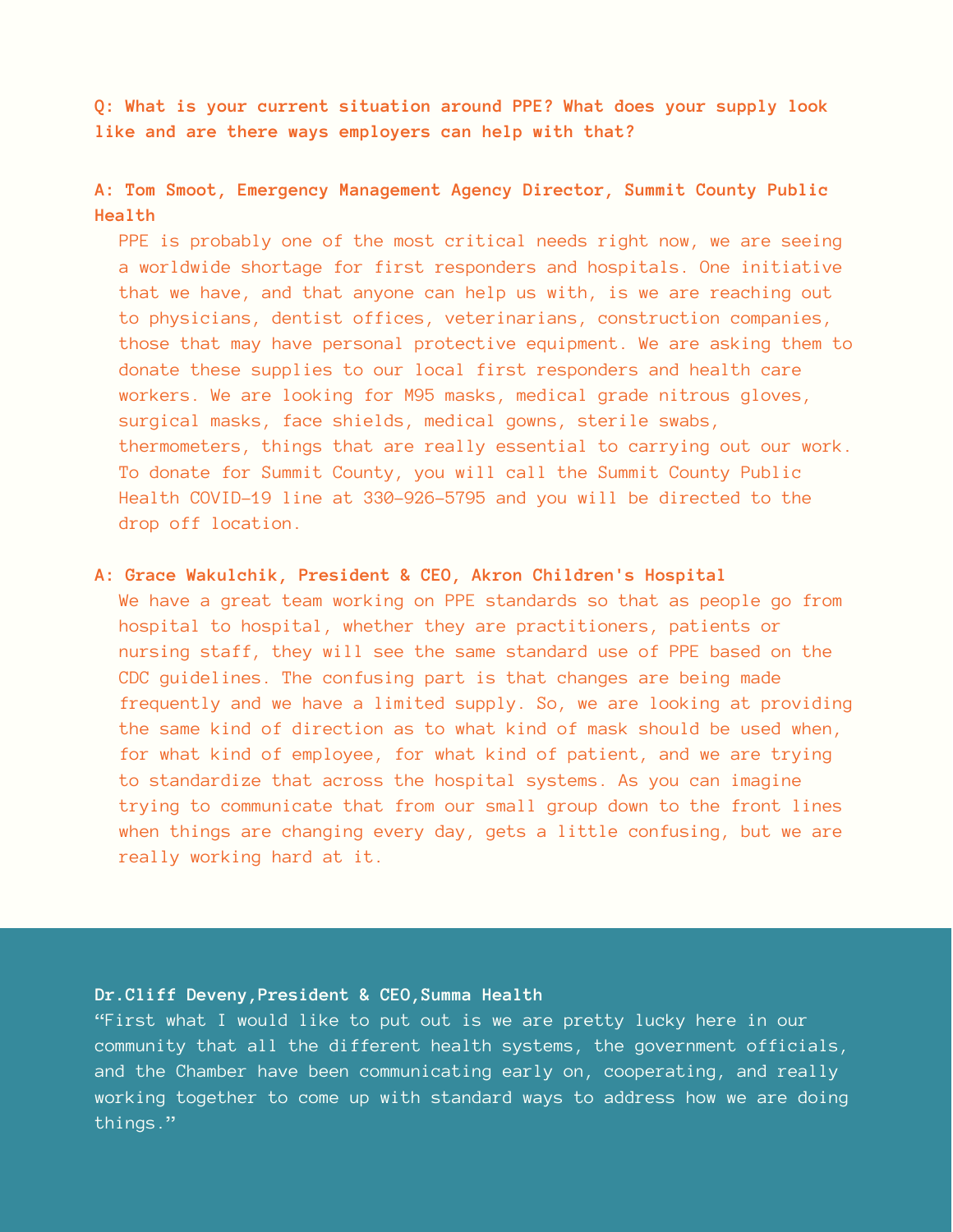**Q: What is your current situation around PPE? What does your supply look like and are there ways employers can help with that?**

**A: Tom Smoot, Emergency Management Agency Director, Summit County Public Health**

PPE is probably one of the most critical needs right now, we are seeing a worldwide shortage for first responders and hospitals. One initiative that we have, and that anyone can help us with, is we are reaching out to physicians, dentist offices, veterinarians, construction companies, those that may have personal protective equipment. We are asking them to donate these supplies to our local first responders and health care workers. We are looking for M95 masks, medical grade nitrous gloves, surgical masks, face shields, medical gowns, sterile swabs, thermometers, things that are really essential to carrying out our work. To donate for Summit County, you will call the Summit County Public Health COVID-19 line at 330-926-5795 and you will be directed to the drop off location.

**A: Grace Wakulchik, President & CEO, Akron Children's Hospital**

We have a great team working on PPE standards so that as people go from hospital to hospital, whether they are practitioners, patients or nursing staff, they will see the same standard use of PPE based on the CDC guidelines. The confusing part is that changes are being made frequently and we have a limited supply. So, we are looking at providing the same kind of direction as to what kind of mask should be used when, for what kind of employee, for what kind of patient, and we are trying to standardize that across the hospital systems. As you can imagine trying to communicate that from our small group down to the front lines when things are changing every day, gets a little confusing, but we are really working hard at it.

**Dr.Cliff Deveny,President & CEO,Summa Health**

"First what I would like to put out is we are pretty lucky here in our community that all the different health systems, the government officials, and the Chamber have been communicating early on, cooperating, and really working together to come up with standard ways to address how we are doing things."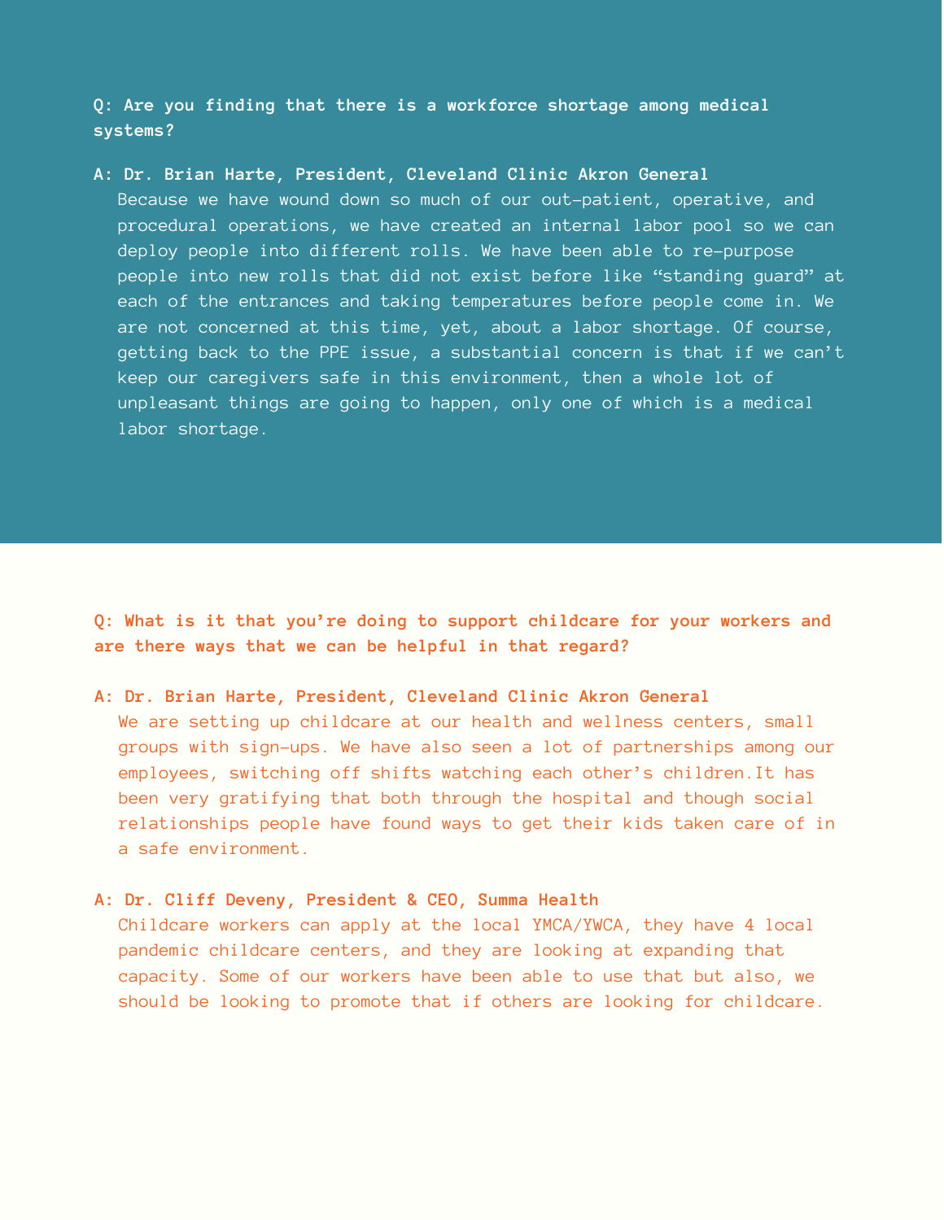**Q: Are you finding that there is a workforce shortage among medical systems?**

**A: Dr. Brian Harte, President, Cleveland Clinic Akron General**
Because we have wound down so much of our out-patient, operative, and procedural operations, we have created an internal labor pool so we can deploy people into different rolls. We have been able to re-purpose people into new rolls that did not exist before like "standing guard" at each of the entrances and taking temperatures before people come in. We are not concerned at this time, yet, about a labor shortage. Of course, getting back to the PPE issue, a substantial concern is that if we can't keep our caregivers safe in this environment, then a whole lot of unpleasant things are going to happen, only one of which is a medical labor shortage.

**Q: What is it that you're doing to support childcare for your workers and are there ways that we can be helpful in that regard?**

**A: Dr. Brian Harte, President, Cleveland Clinic Akron General**
We are setting up childcare at our health and wellness centers, small groups with sign-ups. We have also seen a lot of partnerships among our employees, switching off shifts watching each other's children.It has been very gratifying that both through the hospital and though social relationships people have found ways to get their kids taken care of in a safe environment.

**A: Dr. Cliff Deveny, President & CEO, Summa Health**
Childcare workers can apply at the local YMCA/YWCA, they have 4 local pandemic childcare centers, and they are looking at expanding that capacity. Some of our workers have been able to use that but also, we should be looking to promote that if others are looking for childcare.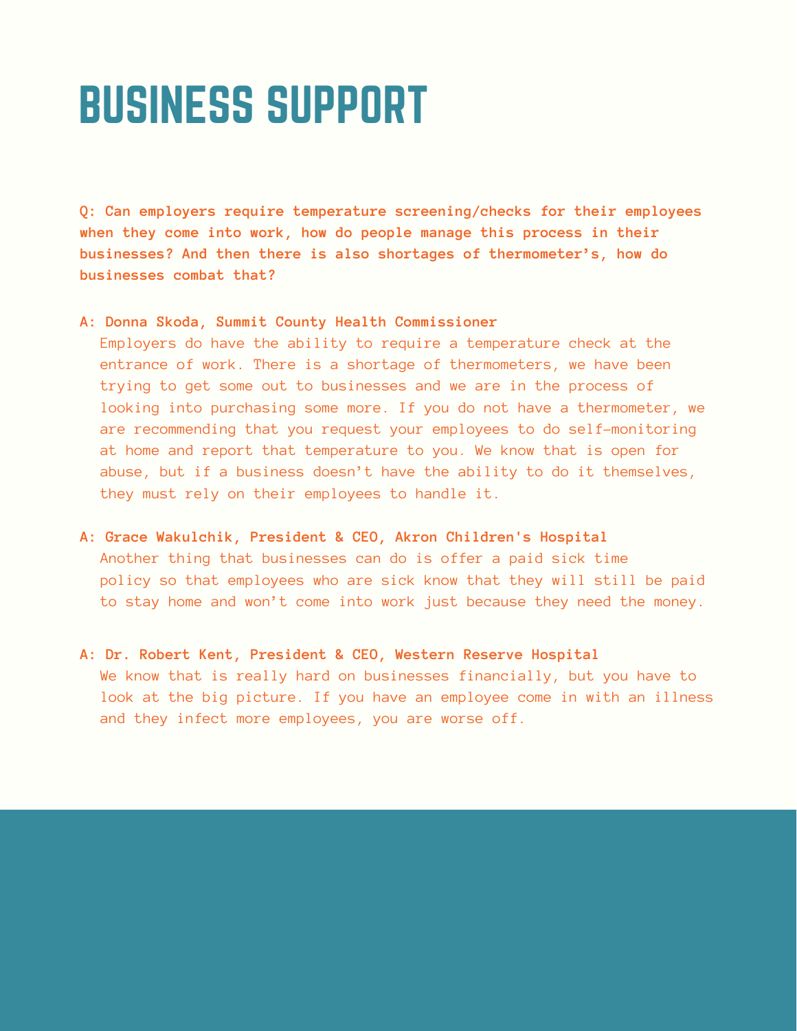# BUSINESS SUPPORT

**Q: Can employers require temperature screening/checks for their employees when they come into work, how do people manage this process in their businesses? And then there is also shortages of thermometer's, how do businesses combat that?**

**A: Donna Skoda, Summit County Health Commissioner**

Employers do have the ability to require a temperature check at the entrance of work. There is a shortage of thermometers, we have been trying to get some out to businesses and we are in the process of looking into purchasing some more. If you do not have a thermometer, we are recommending that you request your employees to do self-monitoring at home and report that temperature to you. We know that is open for abuse, but if a business doesn't have the ability to do it themselves, they must rely on their employees to handle it.

**A: Grace Wakulchik, President & CEO, Akron Children's Hospital**

Another thing that businesses can do is offer a paid sick time policy so that employees who are sick know that they will still be paid to stay home and won't come into work just because they need the money.

**A: Dr. Robert Kent, President & CEO, Western Reserve Hospital**

We know that is really hard on businesses financially, but you have to look at the big picture. If you have an employee come in with an illness and they infect more employees, you are worse off.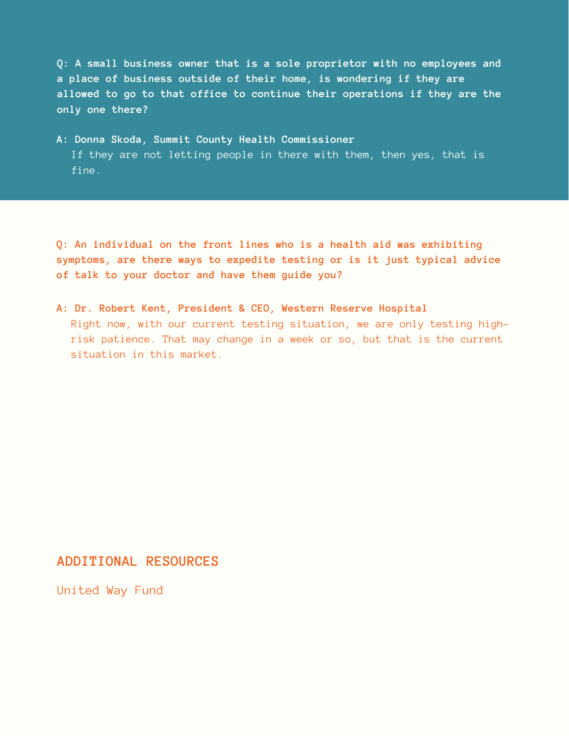**Q: A small business owner that is a sole proprietor with no employees and a place of business outside of their home, is wondering if they are allowed to go to that office to continue their operations if they are the only one there?**

**A: Donna Skoda, Summit County Health Commissioner**

If they are not letting people in there with them, then yes, that is fine.

**Q: An individual on the front lines who is a health aid was exhibiting symptoms, are there ways to expedite testing or is it just typical advice of talk to your doctor and have them guide you?**

**A: Dr. Robert Kent, President & CEO, Western Reserve Hospital**

Right now, with our current testing situation, we are only testing high-risk patience. That may change in a week or so, but that is the current situation in this market.

## ADDITIONAL RESOURCES

United Way Fund